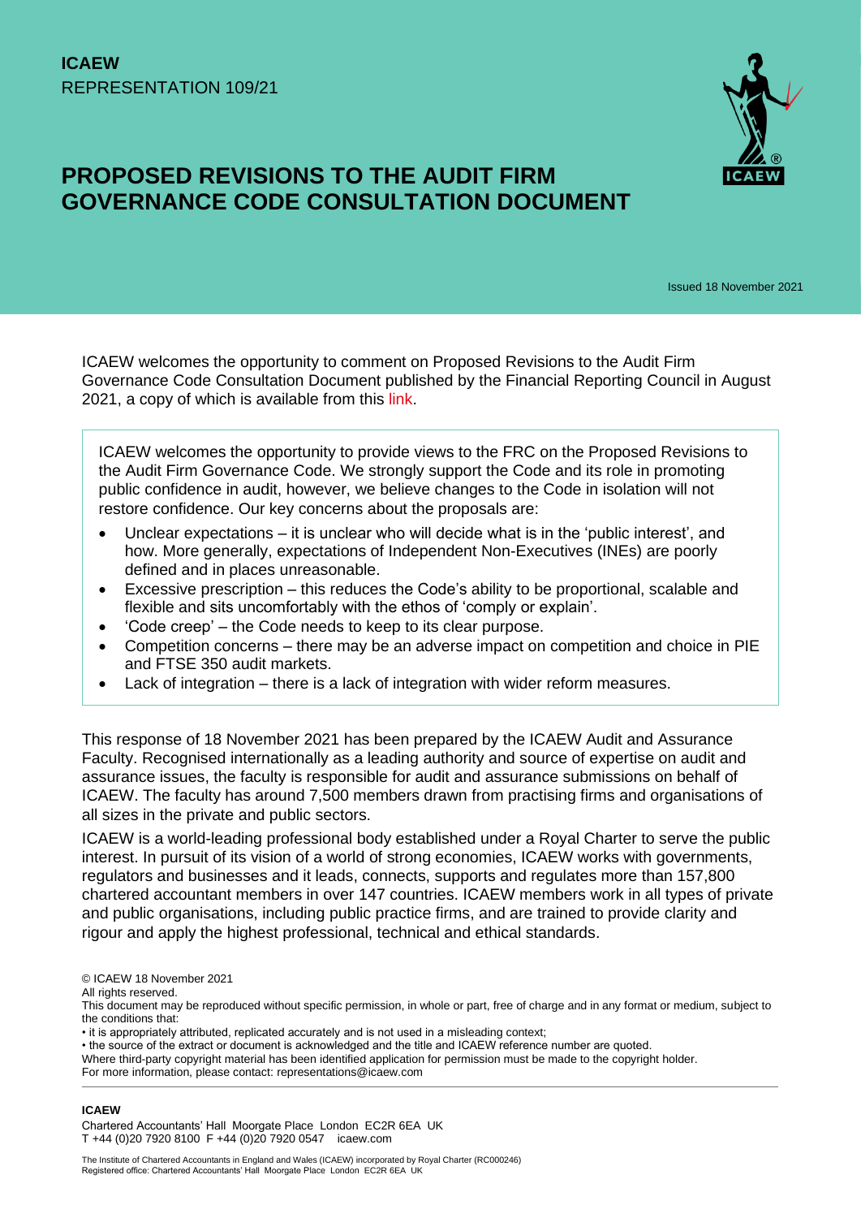**ICAEW**
REPRESENTATION 109/21

# PROPOSED REVISIONS TO THE AUDIT FIRM GOVERNANCE CODE CONSULTATION DOCUMENT

Issued 18 November 2021

ICAEW welcomes the opportunity to comment on Proposed Revisions to the Audit Firm Governance Code Consultation Document published by the Financial Reporting Council in August 2021, a copy of which is available from this link.

> ICAEW welcomes the opportunity to provide views to the FRC on the Proposed Revisions to the Audit Firm Governance Code. We strongly support the Code and its role in promoting public confidence in audit, however, we believe changes to the Code in isolation will not restore confidence. Our key concerns about the proposals are:
>
> - Unclear expectations – it is unclear who will decide what is in the 'public interest', and how. More generally, expectations of Independent Non-Executives (INEs) are poorly defined and in places unreasonable.
> - Excessive prescription – this reduces the Code's ability to be proportional, scalable and flexible and sits uncomfortably with the ethos of 'comply or explain'.
> - 'Code creep' – the Code needs to keep to its clear purpose.
> - Competition concerns – there may be an adverse impact on competition and choice in PIE and FTSE 350 audit markets.
> - Lack of integration – there is a lack of integration with wider reform measures.

This response of 18 November 2021 has been prepared by the ICAEW Audit and Assurance Faculty. Recognised internationally as a leading authority and source of expertise on audit and assurance issues, the faculty is responsible for audit and assurance submissions on behalf of ICAEW. The faculty has around 7,500 members drawn from practising firms and organisations of all sizes in the private and public sectors.

ICAEW is a world-leading professional body established under a Royal Charter to serve the public interest. In pursuit of its vision of a world of strong economies, ICAEW works with governments, regulators and businesses and it leads, connects, supports and regulates more than 157,800 chartered accountant members in over 147 countries. ICAEW members work in all types of private and public organisations, including public practice firms, and are trained to provide clarity and rigour and apply the highest professional, technical and ethical standards.

© ICAEW 18 November 2021
All rights reserved.
This document may be reproduced without specific permission, in whole or part, free of charge and in any format or medium, subject to the conditions that:
• it is appropriately attributed, replicated accurately and is not used in a misleading context;
• the source of the extract or document is acknowledged and the title and ICAEW reference number are quoted.
Where third-party copyright material has been identified application for permission must be made to the copyright holder.
For more information, please contact: representations@icaew.com

**ICAEW**
Chartered Accountants' Hall Moorgate Place London EC2R 6EA UK
T +44 (0)20 7920 8100 F +44 (0)20 7920 0547 icaew.com

The Institute of Chartered Accountants in England and Wales (ICAEW) incorporated by Royal Charter (RC000246)
Registered office: Chartered Accountants' Hall Moorgate Place London EC2R 6EA UK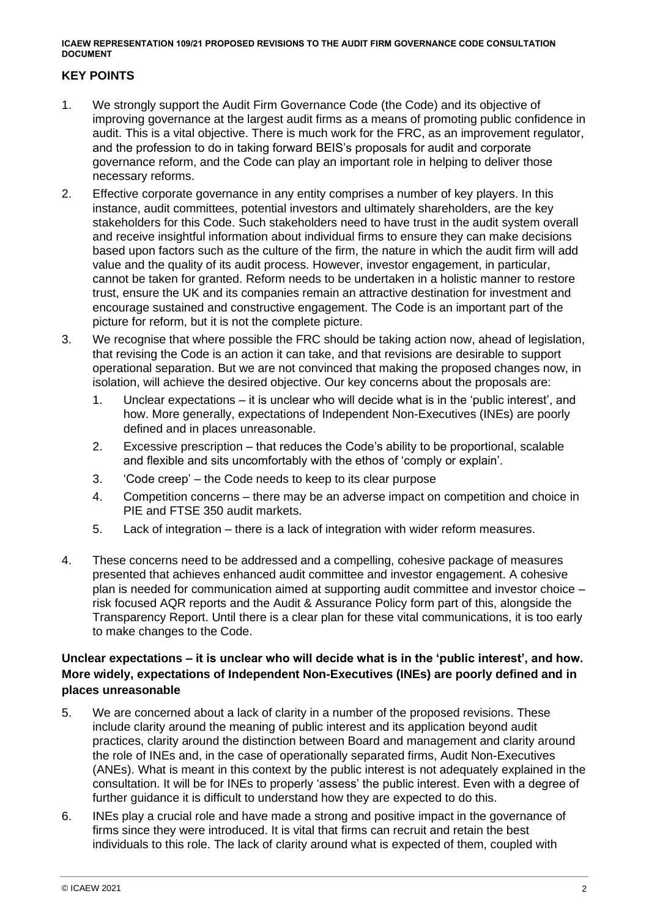## KEY POINTS

1. We strongly support the Audit Firm Governance Code (the Code) and its objective of improving governance at the largest audit firms as a means of promoting public confidence in audit. This is a vital objective. There is much work for the FRC, as an improvement regulator, and the profession to do in taking forward BEIS's proposals for audit and corporate governance reform, and the Code can play an important role in helping to deliver those necessary reforms.
2. Effective corporate governance in any entity comprises a number of key players. In this instance, audit committees, potential investors and ultimately shareholders, are the key stakeholders for this Code. Such stakeholders need to have trust in the audit system overall and receive insightful information about individual firms to ensure they can make decisions based upon factors such as the culture of the firm, the nature in which the audit firm will add value and the quality of its audit process. However, investor engagement, in particular, cannot be taken for granted. Reform needs to be undertaken in a holistic manner to restore trust, ensure the UK and its companies remain an attractive destination for investment and encourage sustained and constructive engagement. The Code is an important part of the picture for reform, but it is not the complete picture.
3. We recognise that where possible the FRC should be taking action now, ahead of legislation, that revising the Code is an action it can take, and that revisions are desirable to support operational separation. But we are not convinced that making the proposed changes now, in isolation, will achieve the desired objective. Our key concerns about the proposals are:
    1. Unclear expectations – it is unclear who will decide what is in the 'public interest', and how. More generally, expectations of Independent Non-Executives (INEs) are poorly defined and in places unreasonable.
    2. Excessive prescription – that reduces the Code's ability to be proportional, scalable and flexible and sits uncomfortably with the ethos of 'comply or explain'.
    3. 'Code creep' – the Code needs to keep to its clear purpose
    4. Competition concerns – there may be an adverse impact on competition and choice in PIE and FTSE 350 audit markets.
    5. Lack of integration – there is a lack of integration with wider reform measures.
4. These concerns need to be addressed and a compelling, cohesive package of measures presented that achieves enhanced audit committee and investor engagement. A cohesive plan is needed for communication aimed at supporting audit committee and investor choice – risk focused AQR reports and the Audit & Assurance Policy form part of this, alongside the Transparency Report. Until there is a clear plan for these vital communications, it is too early to make changes to the Code.

### Unclear expectations – it is unclear who will decide what is in the 'public interest', and how. More widely, expectations of Independent Non-Executives (INEs) are poorly defined and in places unreasonable

5. We are concerned about a lack of clarity in a number of the proposed revisions. These include clarity around the meaning of public interest and its application beyond audit practices, clarity around the distinction between Board and management and clarity around the role of INEs and, in the case of operationally separated firms, Audit Non-Executives (ANEs). What is meant in this context by the public interest is not adequately explained in the consultation. It will be for INEs to properly 'assess' the public interest. Even with a degree of further guidance it is difficult to understand how they are expected to do this.
6. INEs play a crucial role and have made a strong and positive impact in the governance of firms since they were introduced. It is vital that firms can recruit and retain the best individuals to this role. The lack of clarity around what is expected of them, coupled with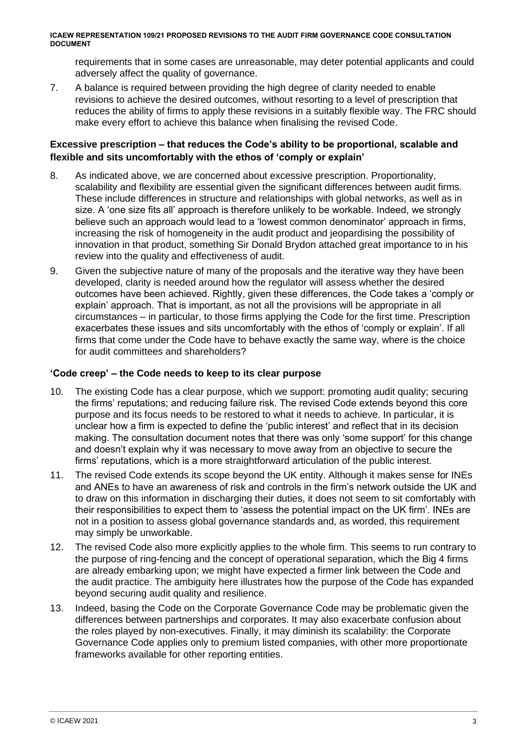requirements that in some cases are unreasonable, may deter potential applicants and could adversely affect the quality of governance.

7. A balance is required between providing the high degree of clarity needed to enable revisions to achieve the desired outcomes, without resorting to a level of prescription that reduces the ability of firms to apply these revisions in a suitably flexible way. The FRC should make every effort to achieve this balance when finalising the revised Code.

### Excessive prescription – that reduces the Code's ability to be proportional, scalable and flexible and sits uncomfortably with the ethos of 'comply or explain'

8. As indicated above, we are concerned about excessive prescription. Proportionality, scalability and flexibility are essential given the significant differences between audit firms. These include differences in structure and relationships with global networks, as well as in size. A 'one size fits all' approach is therefore unlikely to be workable. Indeed, we strongly believe such an approach would lead to a 'lowest common denominator' approach in firms, increasing the risk of homogeneity in the audit product and jeopardising the possibility of innovation in that product, something Sir Donald Brydon attached great importance to in his review into the quality and effectiveness of audit.

9. Given the subjective nature of many of the proposals and the iterative way they have been developed, clarity is needed around how the regulator will assess whether the desired outcomes have been achieved. Rightly, given these differences, the Code takes a 'comply or explain' approach. That is important, as not all the provisions will be appropriate in all circumstances – in particular, to those firms applying the Code for the first time. Prescription exacerbates these issues and sits uncomfortably with the ethos of 'comply or explain'. If all firms that come under the Code have to behave exactly the same way, where is the choice for audit committees and shareholders?

### 'Code creep' – the Code needs to keep to its clear purpose

10. The existing Code has a clear purpose, which we support: promoting audit quality; securing the firms' reputations; and reducing failure risk. The revised Code extends beyond this core purpose and its focus needs to be restored to what it needs to achieve. In particular, it is unclear how a firm is expected to define the 'public interest' and reflect that in its decision making. The consultation document notes that there was only 'some support' for this change and doesn't explain why it was necessary to move away from an objective to secure the firms' reputations, which is a more straightforward articulation of the public interest.

11. The revised Code extends its scope beyond the UK entity. Although it makes sense for INEs and ANEs to have an awareness of risk and controls in the firm's network outside the UK and to draw on this information in discharging their duties, it does not seem to sit comfortably with their responsibilities to expect them to 'assess the potential impact on the UK firm'. INEs are not in a position to assess global governance standards and, as worded, this requirement may simply be unworkable.

12. The revised Code also more explicitly applies to the whole firm. This seems to run contrary to the purpose of ring-fencing and the concept of operational separation, which the Big 4 firms are already embarking upon; we might have expected a firmer link between the Code and the audit practice. The ambiguity here illustrates how the purpose of the Code has expanded beyond securing audit quality and resilience.

13. Indeed, basing the Code on the Corporate Governance Code may be problematic given the differences between partnerships and corporates. It may also exacerbate confusion about the roles played by non-executives. Finally, it may diminish its scalability: the Corporate Governance Code applies only to premium listed companies, with other more proportionate frameworks available for other reporting entities.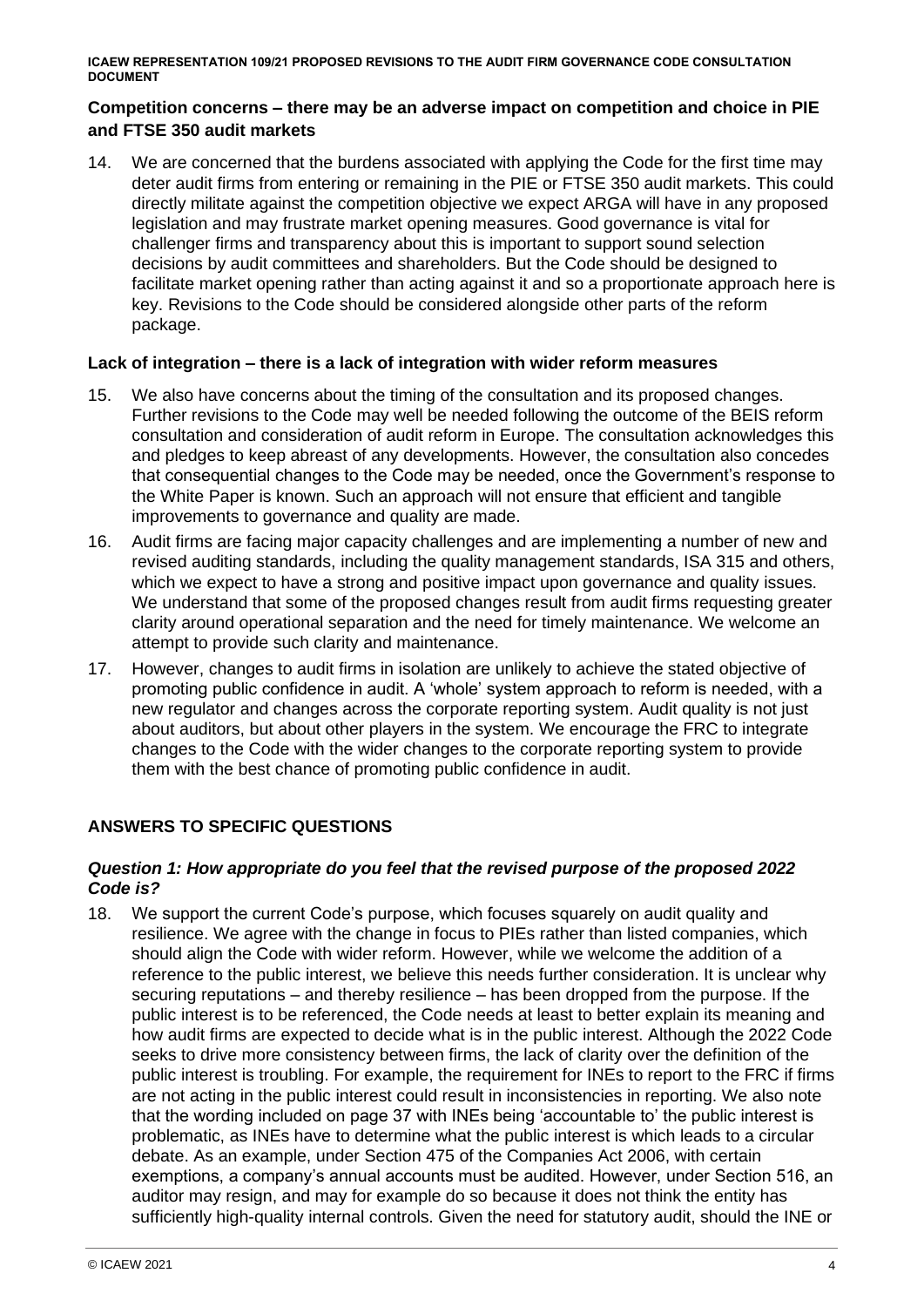### Competition concerns – there may be an adverse impact on competition and choice in PIE and FTSE 350 audit markets

14. We are concerned that the burdens associated with applying the Code for the first time may deter audit firms from entering or remaining in the PIE or FTSE 350 audit markets. This could directly militate against the competition objective we expect ARGA will have in any proposed legislation and may frustrate market opening measures. Good governance is vital for challenger firms and transparency about this is important to support sound selection decisions by audit committees and shareholders. But the Code should be designed to facilitate market opening rather than acting against it and so a proportionate approach here is key. Revisions to the Code should be considered alongside other parts of the reform package.

### Lack of integration – there is a lack of integration with wider reform measures

15. We also have concerns about the timing of the consultation and its proposed changes. Further revisions to the Code may well be needed following the outcome of the BEIS reform consultation and consideration of audit reform in Europe. The consultation acknowledges this and pledges to keep abreast of any developments. However, the consultation also concedes that consequential changes to the Code may be needed, once the Government's response to the White Paper is known. Such an approach will not ensure that efficient and tangible improvements to governance and quality are made.
16. Audit firms are facing major capacity challenges and are implementing a number of new and revised auditing standards, including the quality management standards, ISA 315 and others, which we expect to have a strong and positive impact upon governance and quality issues. We understand that some of the proposed changes result from audit firms requesting greater clarity around operational separation and the need for timely maintenance. We welcome an attempt to provide such clarity and maintenance.
17. However, changes to audit firms in isolation are unlikely to achieve the stated objective of promoting public confidence in audit. A 'whole' system approach to reform is needed, with a new regulator and changes across the corporate reporting system. Audit quality is not just about auditors, but about other players in the system. We encourage the FRC to integrate changes to the Code with the wider changes to the corporate reporting system to provide them with the best chance of promoting public confidence in audit.

## ANSWERS TO SPECIFIC QUESTIONS

### *Question 1: How appropriate do you feel that the revised purpose of the proposed 2022 Code is?*

18. We support the current Code's purpose, which focuses squarely on audit quality and resilience. We agree with the change in focus to PIEs rather than listed companies, which should align the Code with wider reform. However, while we welcome the addition of a reference to the public interest, we believe this needs further consideration. It is unclear why securing reputations – and thereby resilience – has been dropped from the purpose. If the public interest is to be referenced, the Code needs at least to better explain its meaning and how audit firms are expected to decide what is in the public interest. Although the 2022 Code seeks to drive more consistency between firms, the lack of clarity over the definition of the public interest is troubling. For example, the requirement for INEs to report to the FRC if firms are not acting in the public interest could result in inconsistencies in reporting. We also note that the wording included on page 37 with INEs being 'accountable to' the public interest is problematic, as INEs have to determine what the public interest is which leads to a circular debate. As an example, under Section 475 of the Companies Act 2006, with certain exemptions, a company's annual accounts must be audited. However, under Section 516, an auditor may resign, and may for example do so because it does not think the entity has sufficiently high-quality internal controls. Given the need for statutory audit, should the INE or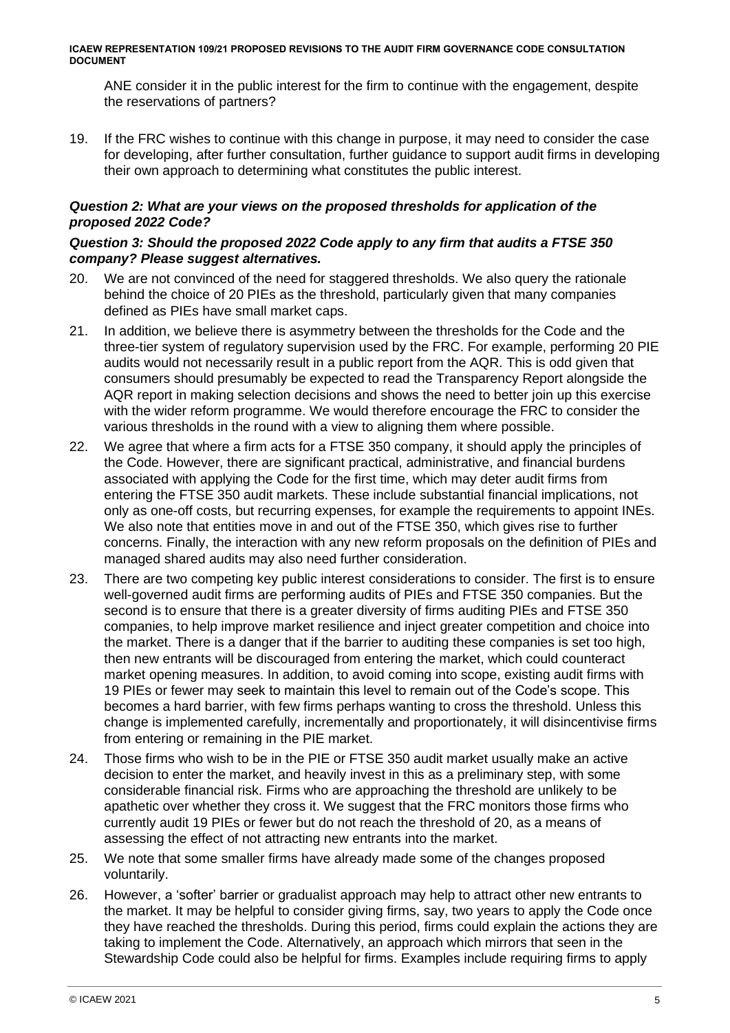ANE consider it in the public interest for the firm to continue with the engagement, despite the reservations of partners?

19. If the FRC wishes to continue with this change in purpose, it may need to consider the case for developing, after further consultation, further guidance to support audit firms in developing their own approach to determining what constitutes the public interest.

***Question 2: What are your views on the proposed thresholds for application of the proposed 2022 Code?***

***Question 3: Should the proposed 2022 Code apply to any firm that audits a FTSE 350 company? Please suggest alternatives.***

20. We are not convinced of the need for staggered thresholds. We also query the rationale behind the choice of 20 PIEs as the threshold, particularly given that many companies defined as PIEs have small market caps.

21. In addition, we believe there is asymmetry between the thresholds for the Code and the three-tier system of regulatory supervision used by the FRC. For example, performing 20 PIE audits would not necessarily result in a public report from the AQR. This is odd given that consumers should presumably be expected to read the Transparency Report alongside the AQR report in making selection decisions and shows the need to better join up this exercise with the wider reform programme. We would therefore encourage the FRC to consider the various thresholds in the round with a view to aligning them where possible.

22. We agree that where a firm acts for a FTSE 350 company, it should apply the principles of the Code. However, there are significant practical, administrative, and financial burdens associated with applying the Code for the first time, which may deter audit firms from entering the FTSE 350 audit markets. These include substantial financial implications, not only as one-off costs, but recurring expenses, for example the requirements to appoint INEs. We also note that entities move in and out of the FTSE 350, which gives rise to further concerns. Finally, the interaction with any new reform proposals on the definition of PIEs and managed shared audits may also need further consideration.

23. There are two competing key public interest considerations to consider. The first is to ensure well-governed audit firms are performing audits of PIEs and FTSE 350 companies. But the second is to ensure that there is a greater diversity of firms auditing PIEs and FTSE 350 companies, to help improve market resilience and inject greater competition and choice into the market. There is a danger that if the barrier to auditing these companies is set too high, then new entrants will be discouraged from entering the market, which could counteract market opening measures. In addition, to avoid coming into scope, existing audit firms with 19 PIEs or fewer may seek to maintain this level to remain out of the Code's scope. This becomes a hard barrier, with few firms perhaps wanting to cross the threshold. Unless this change is implemented carefully, incrementally and proportionately, it will disincentivise firms from entering or remaining in the PIE market.

24. Those firms who wish to be in the PIE or FTSE 350 audit market usually make an active decision to enter the market, and heavily invest in this as a preliminary step, with some considerable financial risk. Firms who are approaching the threshold are unlikely to be apathetic over whether they cross it. We suggest that the FRC monitors those firms who currently audit 19 PIEs or fewer but do not reach the threshold of 20, as a means of assessing the effect of not attracting new entrants into the market.

25. We note that some smaller firms have already made some of the changes proposed voluntarily.

26. However, a 'softer' barrier or gradualist approach may help to attract other new entrants to the market. It may be helpful to consider giving firms, say, two years to apply the Code once they have reached the thresholds. During this period, firms could explain the actions they are taking to implement the Code. Alternatively, an approach which mirrors that seen in the Stewardship Code could also be helpful for firms. Examples include requiring firms to apply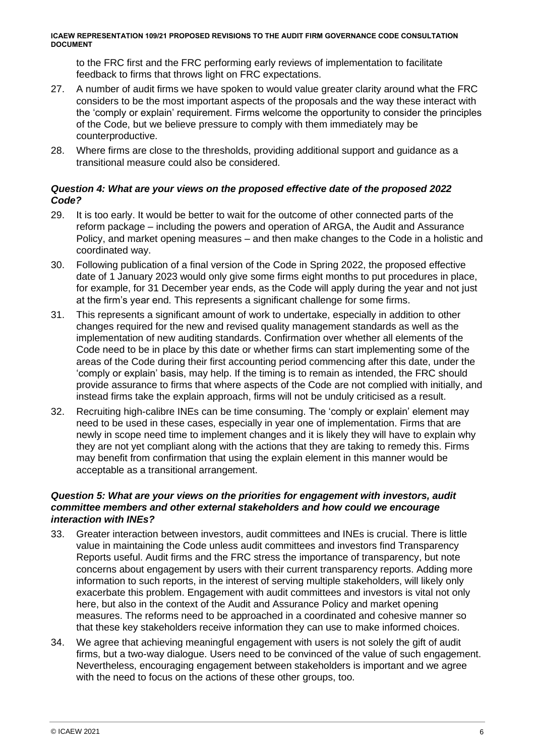to the FRC first and the FRC performing early reviews of implementation to facilitate feedback to firms that throws light on FRC expectations.

27. A number of audit firms we have spoken to would value greater clarity around what the FRC considers to be the most important aspects of the proposals and the way these interact with the 'comply or explain' requirement. Firms welcome the opportunity to consider the principles of the Code, but we believe pressure to comply with them immediately may be counterproductive.

28. Where firms are close to the thresholds, providing additional support and guidance as a transitional measure could also be considered.

### *Question 4: What are your views on the proposed effective date of the proposed 2022 Code?*

29. It is too early. It would be better to wait for the outcome of other connected parts of the reform package – including the powers and operation of ARGA, the Audit and Assurance Policy, and market opening measures – and then make changes to the Code in a holistic and coordinated way.

30. Following publication of a final version of the Code in Spring 2022, the proposed effective date of 1 January 2023 would only give some firms eight months to put procedures in place, for example, for 31 December year ends, as the Code will apply during the year and not just at the firm's year end. This represents a significant challenge for some firms.

31. This represents a significant amount of work to undertake, especially in addition to other changes required for the new and revised quality management standards as well as the implementation of new auditing standards. Confirmation over whether all elements of the Code need to be in place by this date or whether firms can start implementing some of the areas of the Code during their first accounting period commencing after this date, under the 'comply or explain' basis, may help. If the timing is to remain as intended, the FRC should provide assurance to firms that where aspects of the Code are not complied with initially, and instead firms take the explain approach, firms will not be unduly criticised as a result.

32. Recruiting high-calibre INEs can be time consuming. The 'comply or explain' element may need to be used in these cases, especially in year one of implementation. Firms that are newly in scope need time to implement changes and it is likely they will have to explain why they are not yet compliant along with the actions that they are taking to remedy this. Firms may benefit from confirmation that using the explain element in this manner would be acceptable as a transitional arrangement.

### *Question 5: What are your views on the priorities for engagement with investors, audit committee members and other external stakeholders and how could we encourage interaction with INEs?*

33. Greater interaction between investors, audit committees and INEs is crucial. There is little value in maintaining the Code unless audit committees and investors find Transparency Reports useful. Audit firms and the FRC stress the importance of transparency, but note concerns about engagement by users with their current transparency reports. Adding more information to such reports, in the interest of serving multiple stakeholders, will likely only exacerbate this problem. Engagement with audit committees and investors is vital not only here, but also in the context of the Audit and Assurance Policy and market opening measures. The reforms need to be approached in a coordinated and cohesive manner so that these key stakeholders receive information they can use to make informed choices.

34. We agree that achieving meaningful engagement with users is not solely the gift of audit firms, but a two-way dialogue. Users need to be convinced of the value of such engagement. Nevertheless, encouraging engagement between stakeholders is important and we agree with the need to focus on the actions of these other groups, too.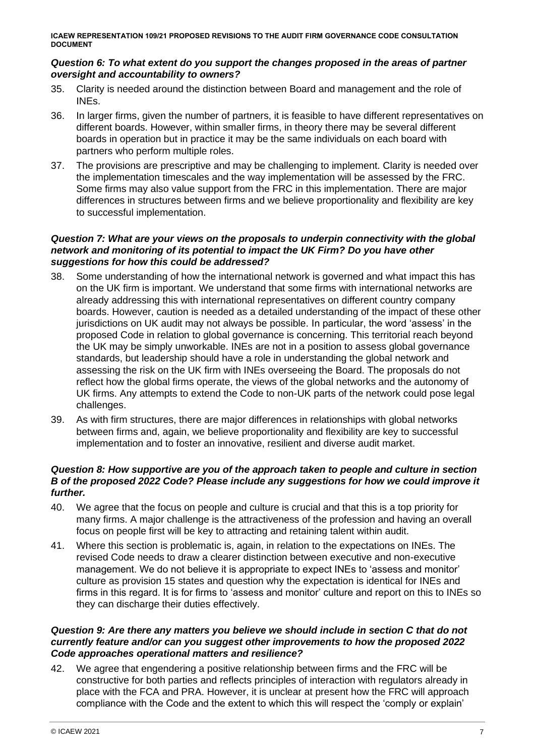***Question 6: To what extent do you support the changes proposed in the areas of partner oversight and accountability to owners?***

35. Clarity is needed around the distinction between Board and management and the role of INEs.
36. In larger firms, given the number of partners, it is feasible to have different representatives on different boards. However, within smaller firms, in theory there may be several different boards in operation but in practice it may be the same individuals on each board with partners who perform multiple roles.
37. The provisions are prescriptive and may be challenging to implement. Clarity is needed over the implementation timescales and the way implementation will be assessed by the FRC. Some firms may also value support from the FRC in this implementation. There are major differences in structures between firms and we believe proportionality and flexibility are key to successful implementation.

***Question 7: What are your views on the proposals to underpin connectivity with the global network and monitoring of its potential to impact the UK Firm? Do you have other suggestions for how this could be addressed?***

38. Some understanding of how the international network is governed and what impact this has on the UK firm is important. We understand that some firms with international networks are already addressing this with international representatives on different country company boards. However, caution is needed as a detailed understanding of the impact of these other jurisdictions on UK audit may not always be possible. In particular, the word 'assess' in the proposed Code in relation to global governance is concerning. This territorial reach beyond the UK may be simply unworkable. INEs are not in a position to assess global governance standards, but leadership should have a role in understanding the global network and assessing the risk on the UK firm with INEs overseeing the Board. The proposals do not reflect how the global firms operate, the views of the global networks and the autonomy of UK firms. Any attempts to extend the Code to non-UK parts of the network could pose legal challenges.
39. As with firm structures, there are major differences in relationships with global networks between firms and, again, we believe proportionality and flexibility are key to successful implementation and to foster an innovative, resilient and diverse audit market.

***Question 8: How supportive are you of the approach taken to people and culture in section B of the proposed 2022 Code? Please include any suggestions for how we could improve it further.***

40. We agree that the focus on people and culture is crucial and that this is a top priority for many firms. A major challenge is the attractiveness of the profession and having an overall focus on people first will be key to attracting and retaining talent within audit.
41. Where this section is problematic is, again, in relation to the expectations on INEs. The revised Code needs to draw a clearer distinction between executive and non-executive management. We do not believe it is appropriate to expect INEs to 'assess and monitor' culture as provision 15 states and question why the expectation is identical for INEs and firms in this regard. It is for firms to 'assess and monitor' culture and report on this to INEs so they can discharge their duties effectively.

***Question 9: Are there any matters you believe we should include in section C that do not currently feature and/or can you suggest other improvements to how the proposed 2022 Code approaches operational matters and resilience?***

42. We agree that engendering a positive relationship between firms and the FRC will be constructive for both parties and reflects principles of interaction with regulators already in place with the FCA and PRA. However, it is unclear at present how the FRC will approach compliance with the Code and the extent to which this will respect the 'comply or explain'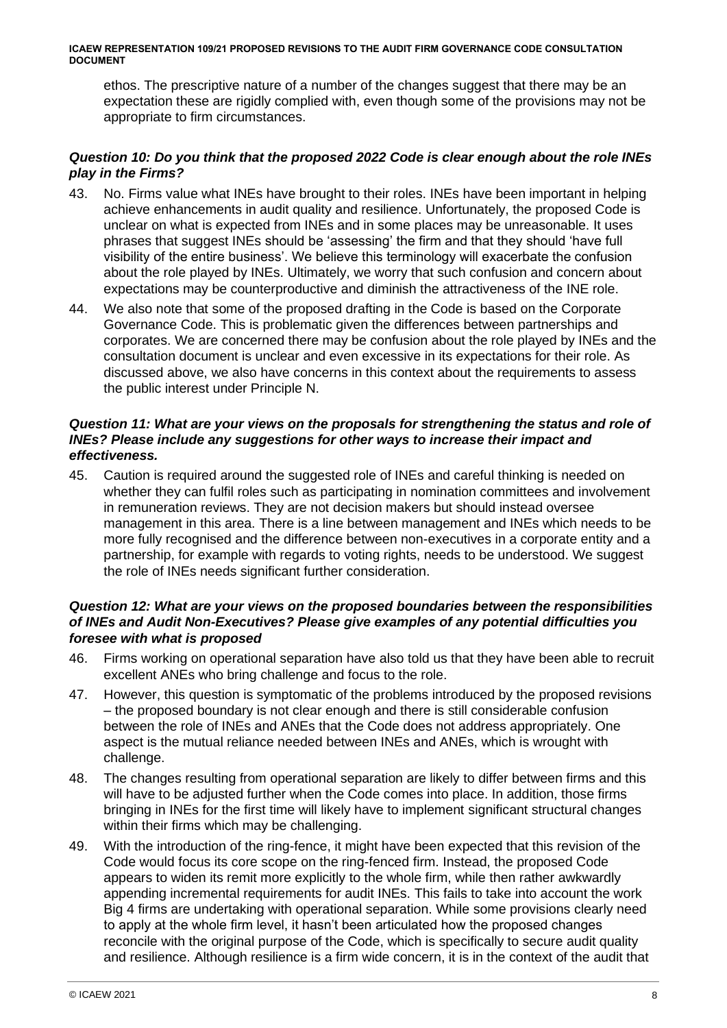ethos. The prescriptive nature of a number of the changes suggest that there may be an expectation these are rigidly complied with, even though some of the provisions may not be appropriate to firm circumstances.

***Question 10: Do you think that the proposed 2022 Code is clear enough about the role INEs play in the Firms?***

43. No. Firms value what INEs have brought to their roles. INEs have been important in helping achieve enhancements in audit quality and resilience. Unfortunately, the proposed Code is unclear on what is expected from INEs and in some places may be unreasonable. It uses phrases that suggest INEs should be 'assessing' the firm and that they should 'have full visibility of the entire business'. We believe this terminology will exacerbate the confusion about the role played by INEs. Ultimately, we worry that such confusion and concern about expectations may be counterproductive and diminish the attractiveness of the INE role.

44. We also note that some of the proposed drafting in the Code is based on the Corporate Governance Code. This is problematic given the differences between partnerships and corporates. We are concerned there may be confusion about the role played by INEs and the consultation document is unclear and even excessive in its expectations for their role. As discussed above, we also have concerns in this context about the requirements to assess the public interest under Principle N.

***Question 11: What are your views on the proposals for strengthening the status and role of INEs? Please include any suggestions for other ways to increase their impact and effectiveness.***

45. Caution is required around the suggested role of INEs and careful thinking is needed on whether they can fulfil roles such as participating in nomination committees and involvement in remuneration reviews. They are not decision makers but should instead oversee management in this area. There is a line between management and INEs which needs to be more fully recognised and the difference between non-executives in a corporate entity and a partnership, for example with regards to voting rights, needs to be understood. We suggest the role of INEs needs significant further consideration.

***Question 12: What are your views on the proposed boundaries between the responsibilities of INEs and Audit Non-Executives? Please give examples of any potential difficulties you foresee with what is proposed***

46. Firms working on operational separation have also told us that they have been able to recruit excellent ANEs who bring challenge and focus to the role.

47. However, this question is symptomatic of the problems introduced by the proposed revisions – the proposed boundary is not clear enough and there is still considerable confusion between the role of INEs and ANEs that the Code does not address appropriately. One aspect is the mutual reliance needed between INEs and ANEs, which is wrought with challenge.

48. The changes resulting from operational separation are likely to differ between firms and this will have to be adjusted further when the Code comes into place. In addition, those firms bringing in INEs for the first time will likely have to implement significant structural changes within their firms which may be challenging.

49. With the introduction of the ring-fence, it might have been expected that this revision of the Code would focus its core scope on the ring-fenced firm. Instead, the proposed Code appears to widen its remit more explicitly to the whole firm, while then rather awkwardly appending incremental requirements for audit INEs. This fails to take into account the work Big 4 firms are undertaking with operational separation. While some provisions clearly need to apply at the whole firm level, it hasn't been articulated how the proposed changes reconcile with the original purpose of the Code, which is specifically to secure audit quality and resilience. Although resilience is a firm wide concern, it is in the context of the audit that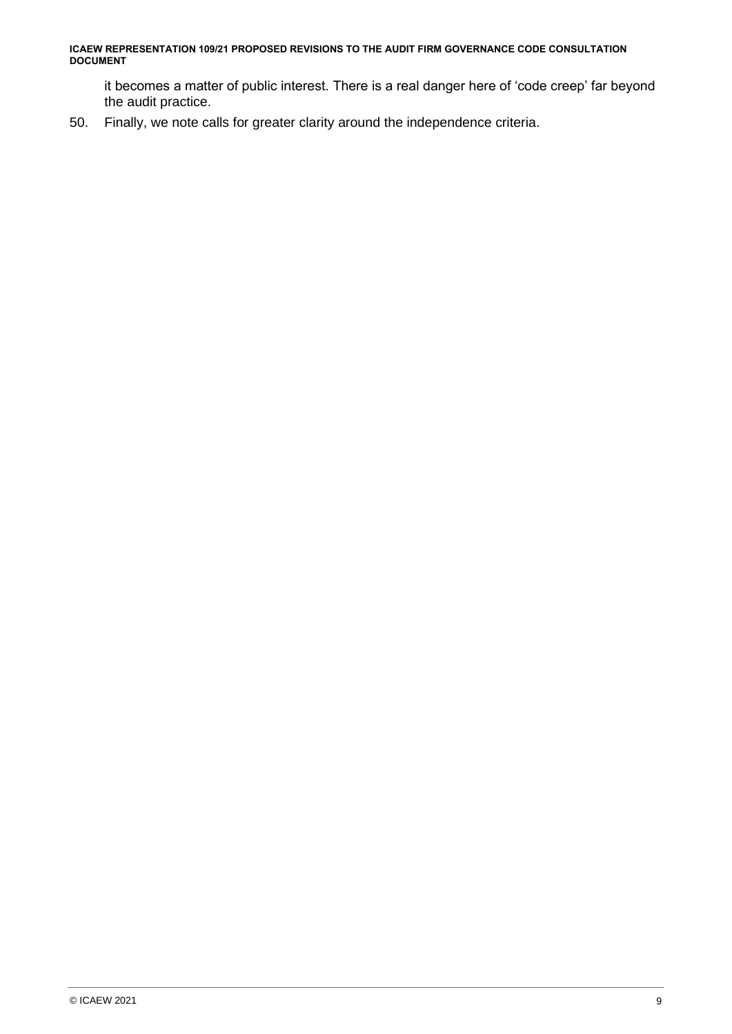it becomes a matter of public interest. There is a real danger here of ‘code creep’ far beyond the audit practice.

50. Finally, we note calls for greater clarity around the independence criteria.